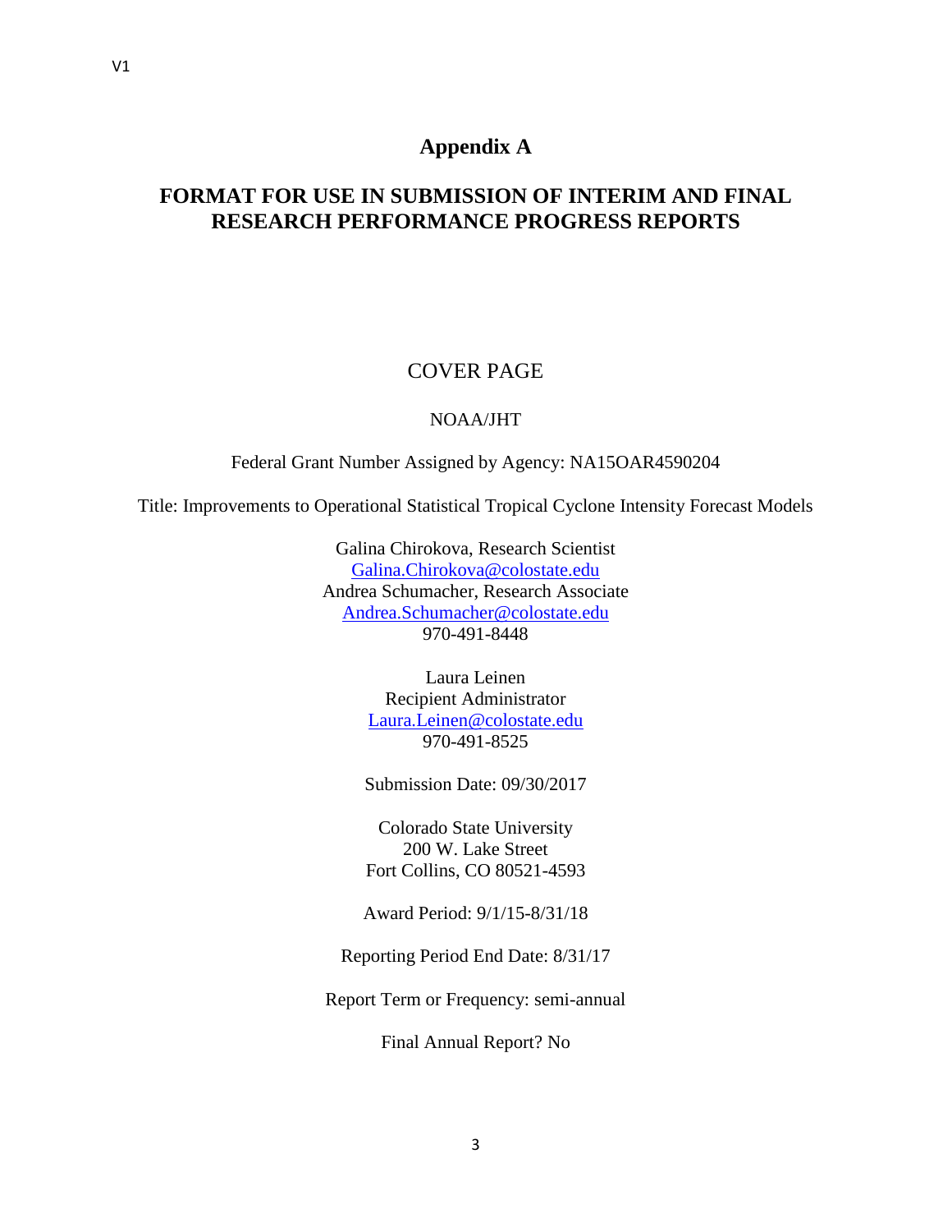# Appendix A

## FORMAT FOR USE IN SUBMISSION OF INTERIM AND FINAL RESEARCH PERFORMANCE PROGRESS REPORTS

COVER PAGE

NOAA/JHT

Federal Grant Number Assigned by Agency: NA15OAR4590204

Title: Improvements to Operational Statistical Tropical Cyclone Intensity Forecast Models

Galina Chirokova, Research Scientist
Galina.Chirokova@colostate.edu
Andrea Schumacher, Research Associate
Andrea.Schumacher@colostate.edu
970-491-8448

Laura Leinen
Recipient Administrator
Laura.Leinen@colostate.edu
970-491-8525

Submission Date: 09/30/2017

Colorado State University
200 W. Lake Street
Fort Collins, CO 80521-4593

Award Period: 9/1/15-8/31/18

Reporting Period End Date: 8/31/17

Report Term or Frequency: semi-annual

Final Annual Report? No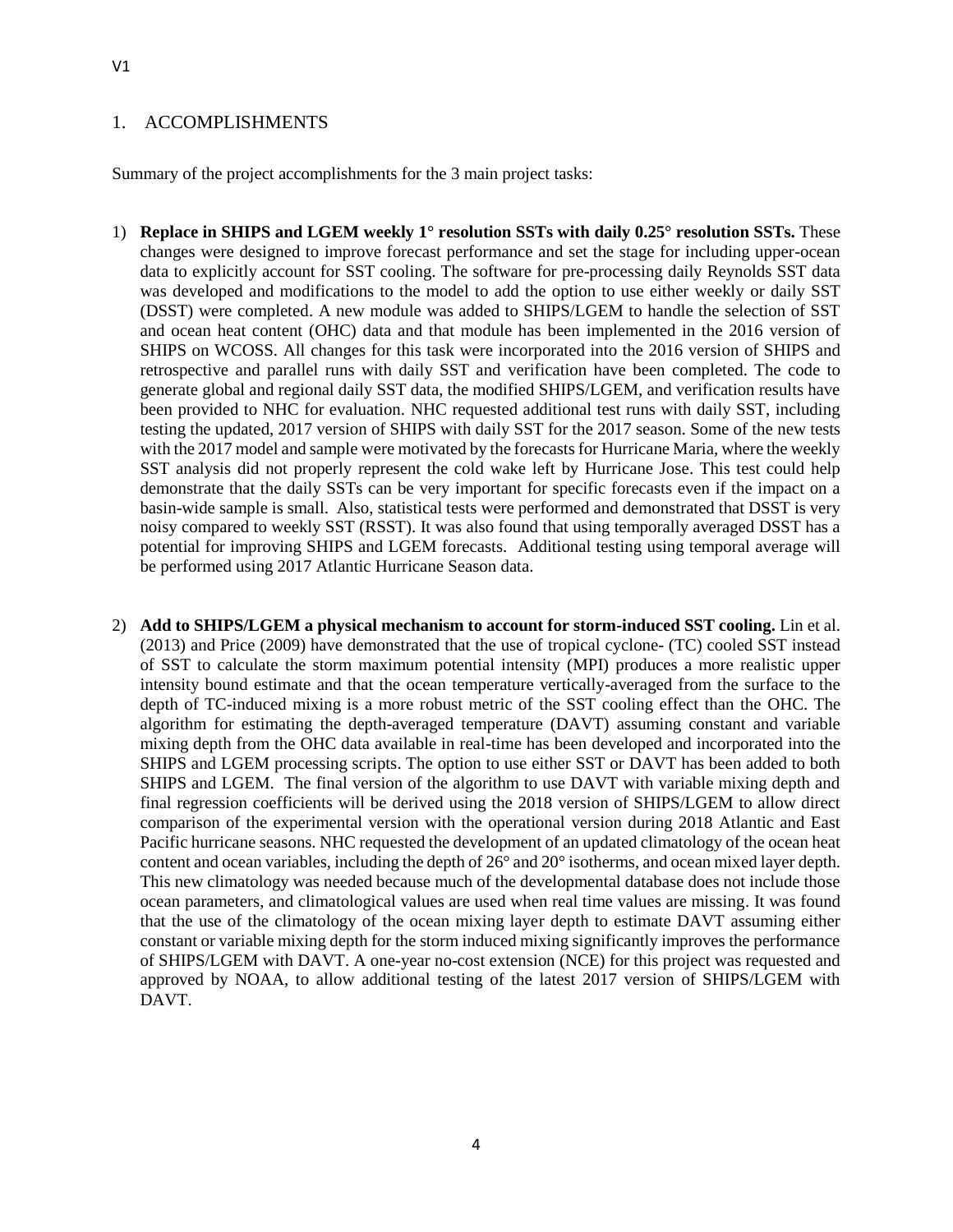## 1. ACCOMPLISHMENTS

Summary of the project accomplishments for the 3 main project tasks:

1) **Replace in SHIPS and LGEM weekly 1° resolution SSTs with daily 0.25° resolution SSTs.** These changes were designed to improve forecast performance and set the stage for including upper-ocean data to explicitly account for SST cooling. The software for pre-processing daily Reynolds SST data was developed and modifications to the model to add the option to use either weekly or daily SST (DSST) were completed. A new module was added to SHIPS/LGEM to handle the selection of SST and ocean heat content (OHC) data and that module has been implemented in the 2016 version of SHIPS on WCOSS. All changes for this task were incorporated into the 2016 version of SHIPS and retrospective and parallel runs with daily SST and verification have been completed. The code to generate global and regional daily SST data, the modified SHIPS/LGEM, and verification results have been provided to NHC for evaluation. NHC requested additional test runs with daily SST, including testing the updated, 2017 version of SHIPS with daily SST for the 2017 season. Some of the new tests with the 2017 model and sample were motivated by the forecasts for Hurricane Maria, where the weekly SST analysis did not properly represent the cold wake left by Hurricane Jose. This test could help demonstrate that the daily SSTs can be very important for specific forecasts even if the impact on a basin-wide sample is small. Also, statistical tests were performed and demonstrated that DSST is very noisy compared to weekly SST (RSST). It was also found that using temporally averaged DSST has a potential for improving SHIPS and LGEM forecasts. Additional testing using temporal average will be performed using 2017 Atlantic Hurricane Season data.

2) **Add to SHIPS/LGEM a physical mechanism to account for storm-induced SST cooling.** Lin et al. (2013) and Price (2009) have demonstrated that the use of tropical cyclone- (TC) cooled SST instead of SST to calculate the storm maximum potential intensity (MPI) produces a more realistic upper intensity bound estimate and that the ocean temperature vertically-averaged from the surface to the depth of TC-induced mixing is a more robust metric of the SST cooling effect than the OHC. The algorithm for estimating the depth-averaged temperature (DAVT) assuming constant and variable mixing depth from the OHC data available in real-time has been developed and incorporated into the SHIPS and LGEM processing scripts. The option to use either SST or DAVT has been added to both SHIPS and LGEM. The final version of the algorithm to use DAVT with variable mixing depth and final regression coefficients will be derived using the 2018 version of SHIPS/LGEM to allow direct comparison of the experimental version with the operational version during 2018 Atlantic and East Pacific hurricane seasons. NHC requested the development of an updated climatology of the ocean heat content and ocean variables, including the depth of 26° and 20° isotherms, and ocean mixed layer depth. This new climatology was needed because much of the developmental database does not include those ocean parameters, and climatological values are used when real time values are missing. It was found that the use of the climatology of the ocean mixing layer depth to estimate DAVT assuming either constant or variable mixing depth for the storm induced mixing significantly improves the performance of SHIPS/LGEM with DAVT. A one-year no-cost extension (NCE) for this project was requested and approved by NOAA, to allow additional testing of the latest 2017 version of SHIPS/LGEM with DAVT.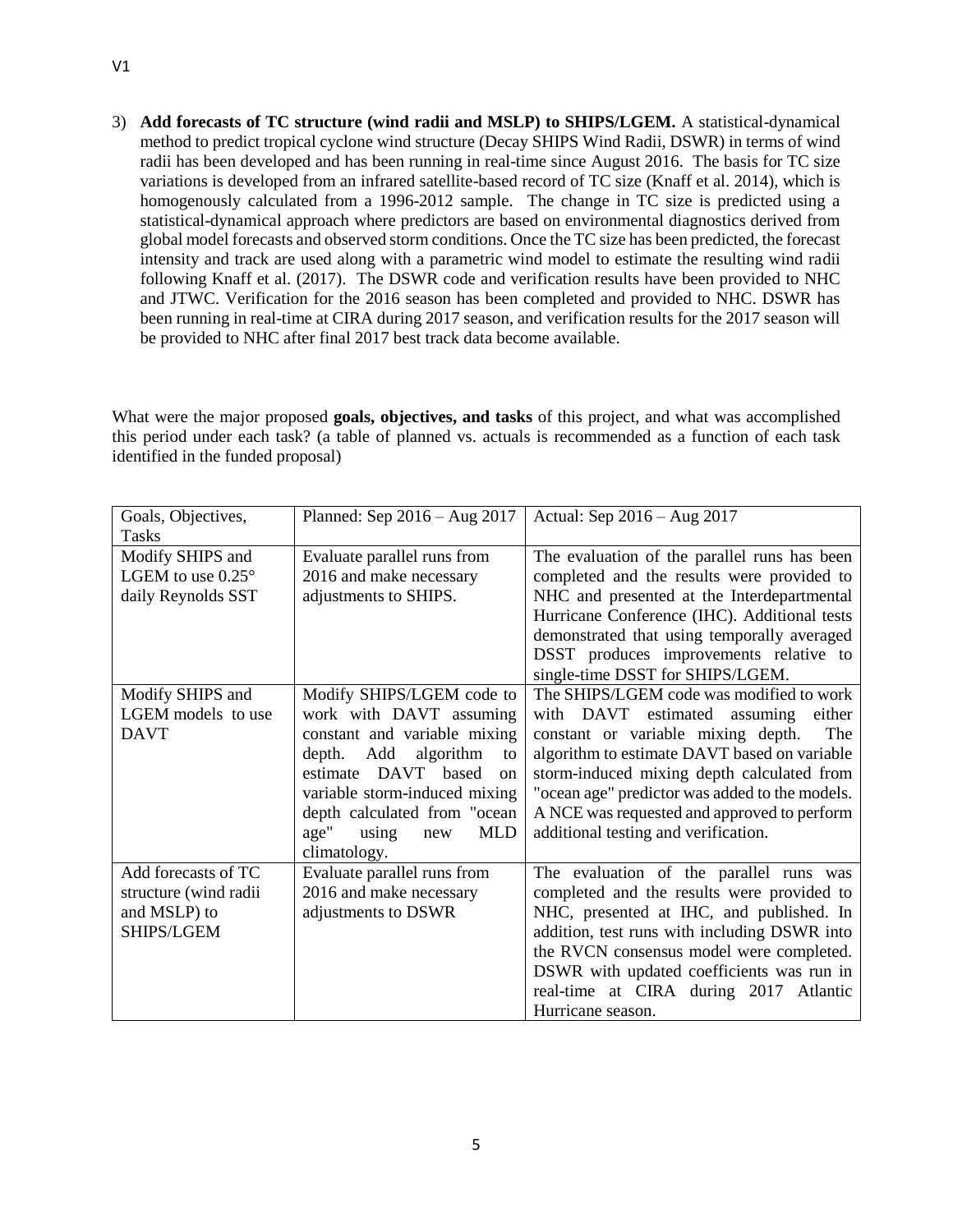3) **Add forecasts of TC structure (wind radii and MSLP) to SHIPS/LGEM.** A statistical-dynamical method to predict tropical cyclone wind structure (Decay SHIPS Wind Radii, DSWR) in terms of wind radii has been developed and has been running in real-time since August 2016. The basis for TC size variations is developed from an infrared satellite-based record of TC size (Knaff et al. 2014), which is homogenously calculated from a 1996-2012 sample. The change in TC size is predicted using a statistical-dynamical approach where predictors are based on environmental diagnostics derived from global model forecasts and observed storm conditions. Once the TC size has been predicted, the forecast intensity and track are used along with a parametric wind model to estimate the resulting wind radii following Knaff et al. (2017). The DSWR code and verification results have been provided to NHC and JTWC. Verification for the 2016 season has been completed and provided to NHC. DSWR has been running in real-time at CIRA during 2017 season, and verification results for the 2017 season will be provided to NHC after final 2017 best track data become available.

What were the major proposed **goals, objectives, and tasks** of this project, and what was accomplished this period under each task? (a table of planned vs. actuals is recommended as a function of each task identified in the funded proposal)

| Goals, Objectives, Tasks | Planned: Sep 2016 – Aug 2017 | Actual: Sep 2016 – Aug 2017 |
|---|---|---|
| Modify SHIPS and LGEM to use 0.25° daily Reynolds SST | Evaluate parallel runs from 2016 and make necessary adjustments to SHIPS. | The evaluation of the parallel runs has been completed and the results were provided to NHC and presented at the Interdepartmental Hurricane Conference (IHC). Additional tests demonstrated that using temporally averaged DSST produces improvements relative to single-time DSST for SHIPS/LGEM. |
| Modify SHIPS and LGEM models to use DAVT | Modify SHIPS/LGEM code to work with DAVT assuming constant and variable mixing depth. Add algorithm to estimate DAVT based on variable storm-induced mixing depth calculated from "ocean age" using new MLD climatology. | The SHIPS/LGEM code was modified to work with DAVT estimated assuming either constant or variable mixing depth. The algorithm to estimate DAVT based on variable storm-induced mixing depth calculated from "ocean age" predictor was added to the models. A NCE was requested and approved to perform additional testing and verification. |
| Add forecasts of TC structure (wind radii and MSLP) to SHIPS/LGEM | Evaluate parallel runs from 2016 and make necessary adjustments to DSWR | The evaluation of the parallel runs was completed and the results were provided to NHC, presented at IHC, and published. In addition, test runs with including DSWR into the RVCN consensus model were completed. DSWR with updated coefficients was run in real-time at CIRA during 2017 Atlantic Hurricane season. |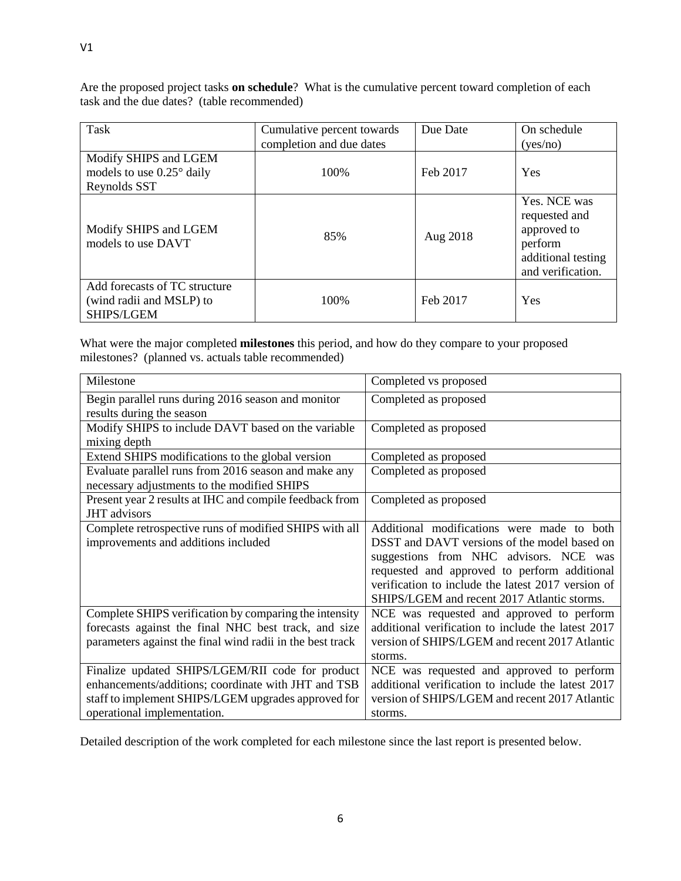Are the proposed project tasks **on schedule**? What is the cumulative percent toward completion of each task and the due dates? (table recommended)

| Task | Cumulative percent towards completion and due dates | Due Date | On schedule (yes/no) |
|---|---|---|---|
| Modify SHIPS and LGEM models to use 0.25° daily Reynolds SST | 100% | Feb 2017 | Yes |
| Modify SHIPS and LGEM models to use DAVT | 85% | Aug 2018 | Yes. NCE was requested and approved to perform additional testing and verification. |
| Add forecasts of TC structure (wind radii and MSLP) to SHIPS/LGEM | 100% | Feb 2017 | Yes |

What were the major completed **milestones** this period, and how do they compare to your proposed milestones? (planned vs. actuals table recommended)

| Milestone | Completed vs proposed |
|---|---|
| Begin parallel runs during 2016 season and monitor results during the season | Completed as proposed |
| Modify SHIPS to include DAVT based on the variable mixing depth | Completed as proposed |
| Extend SHIPS modifications to the global version | Completed as proposed |
| Evaluate parallel runs from 2016 season and make any necessary adjustments to the modified SHIPS | Completed as proposed |
| Present year 2 results at IHC and compile feedback from JHT advisors | Completed as proposed |
| Complete retrospective runs of modified SHIPS with all improvements and additions included | Additional modifications were made to both DSST and DAVT versions of the model based on suggestions from NHC advisors. NCE was requested and approved to perform additional verification to include the latest 2017 version of SHIPS/LGEM and recent 2017 Atlantic storms. |
| Complete SHIPS verification by comparing the intensity forecasts against the final NHC best track, and size parameters against the final wind radii in the best track | NCE was requested and approved to perform additional verification to include the latest 2017 version of SHIPS/LGEM and recent 2017 Atlantic storms. |
| Finalize updated SHIPS/LGEM/RII code for product enhancements/additions; coordinate with JHT and TSB staff to implement SHIPS/LGEM upgrades approved for operational implementation. | NCE was requested and approved to perform additional verification to include the latest 2017 version of SHIPS/LGEM and recent 2017 Atlantic storms. |

Detailed description of the work completed for each milestone since the last report is presented below.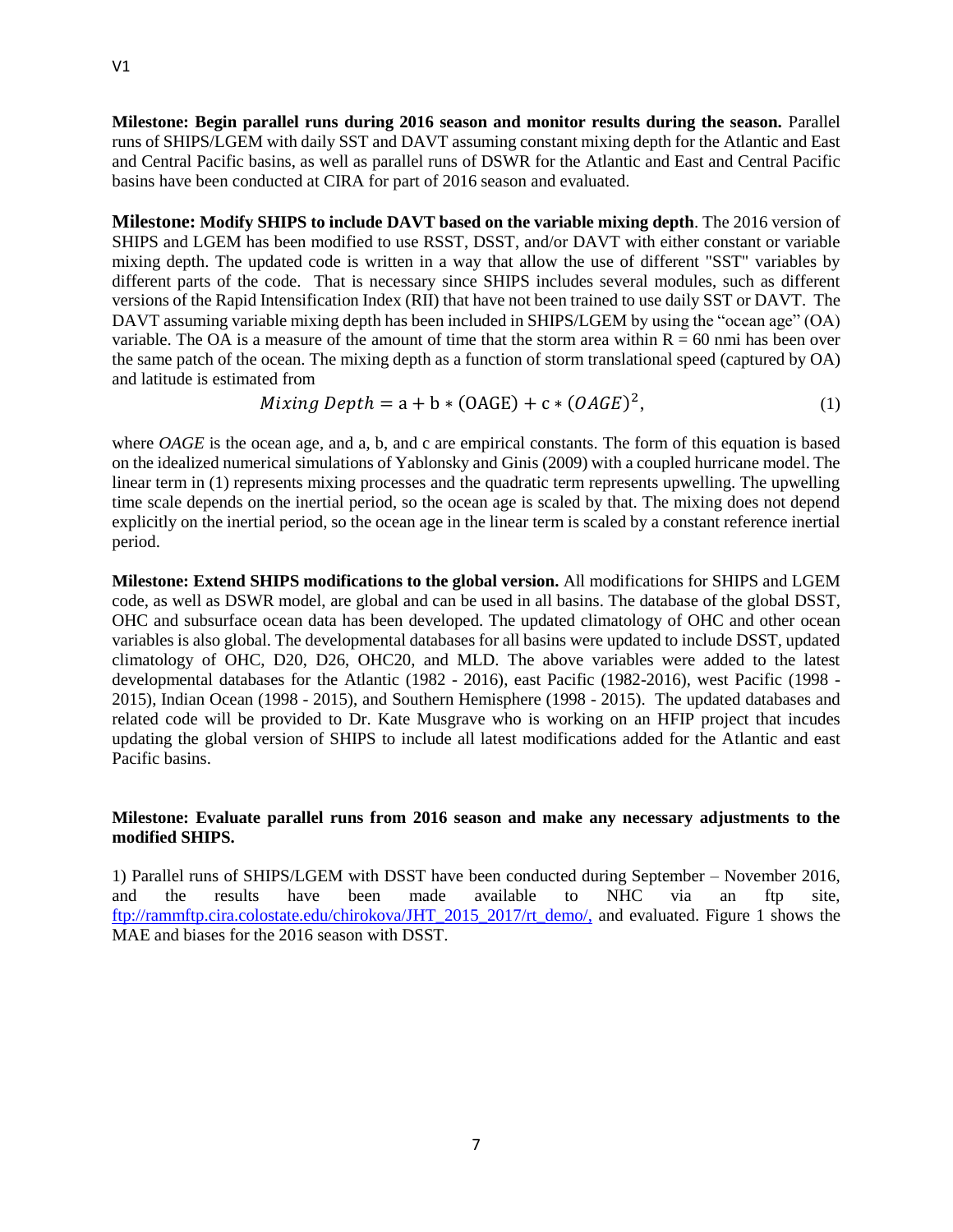**Milestone: Begin parallel runs during 2016 season and monitor results during the season.** Parallel runs of SHIPS/LGEM with daily SST and DAVT assuming constant mixing depth for the Atlantic and East and Central Pacific basins, as well as parallel runs of DSWR for the Atlantic and East and Central Pacific basins have been conducted at CIRA for part of 2016 season and evaluated.

**Milestone: Modify SHIPS to include DAVT based on the variable mixing depth**. The 2016 version of SHIPS and LGEM has been modified to use RSST, DSST, and/or DAVT with either constant or variable mixing depth. The updated code is written in a way that allow the use of different "SST" variables by different parts of the code. That is necessary since SHIPS includes several modules, such as different versions of the Rapid Intensification Index (RII) that have not been trained to use daily SST or DAVT. The DAVT assuming variable mixing depth has been included in SHIPS/LGEM by using the "ocean age" (OA) variable. The OA is a measure of the amount of time that the storm area within R = 60 nmi has been over the same patch of the ocean. The mixing depth as a function of storm translational speed (captured by OA) and latitude is estimated from

$$Mixing\ Depth = \mathrm{a} + \mathrm{b} * (\mathrm{OAGE}) + \mathrm{c} * (OAGE)^2, \qquad (1)$$

where *OAGE* is the ocean age, and a, b, and c are empirical constants. The form of this equation is based on the idealized numerical simulations of Yablonsky and Ginis (2009) with a coupled hurricane model. The linear term in (1) represents mixing processes and the quadratic term represents upwelling. The upwelling time scale depends on the inertial period, so the ocean age is scaled by that. The mixing does not depend explicitly on the inertial period, so the ocean age in the linear term is scaled by a constant reference inertial period.

**Milestone: Extend SHIPS modifications to the global version.** All modifications for SHIPS and LGEM code, as well as DSWR model, are global and can be used in all basins. The database of the global DSST, OHC and subsurface ocean data has been developed. The updated climatology of OHC and other ocean variables is also global. The developmental databases for all basins were updated to include DSST, updated climatology of OHC, D20, D26, OHC20, and MLD. The above variables were added to the latest developmental databases for the Atlantic (1982 - 2016), east Pacific (1982-2016), west Pacific (1998 - 2015), Indian Ocean (1998 - 2015), and Southern Hemisphere (1998 - 2015). The updated databases and related code will be provided to Dr. Kate Musgrave who is working on an HFIP project that incudes updating the global version of SHIPS to include all latest modifications added for the Atlantic and east Pacific basins.

**Milestone: Evaluate parallel runs from 2016 season and make any necessary adjustments to the modified SHIPS.**

1) Parallel runs of SHIPS/LGEM with DSST have been conducted during September – November 2016, and the results have been made available to NHC via an ftp site, ftp://rammftp.cira.colostate.edu/chirokova/JHT_2015_2017/rt_demo/, and evaluated. Figure 1 shows the MAE and biases for the 2016 season with DSST.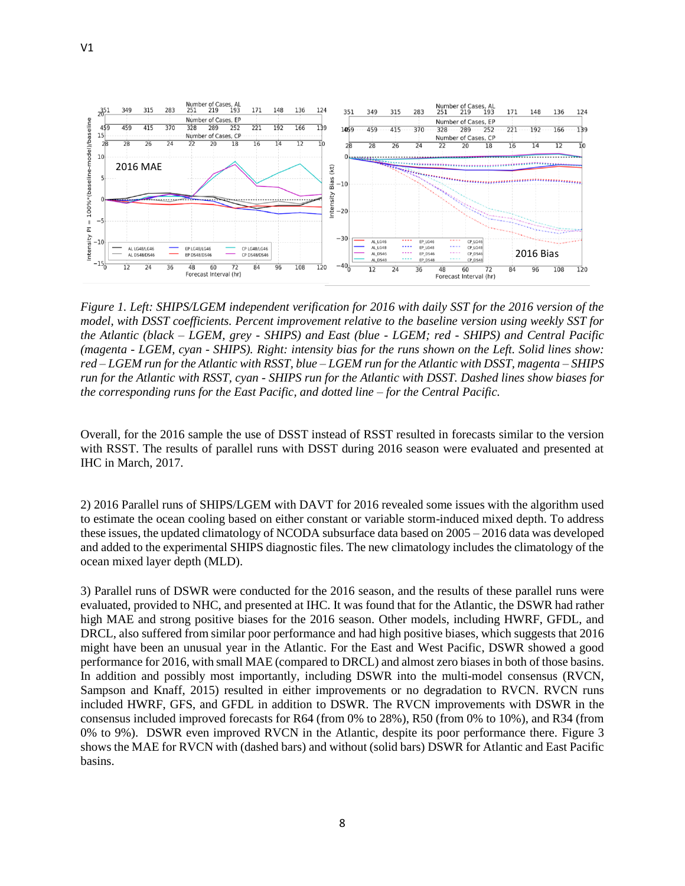*Figure 1. Left: SHIPS/LGEM independent verification for 2016 with daily SST for the 2016 version of the model, with DSST coefficients. Percent improvement relative to the baseline version using weekly SST for the Atlantic (black – LGEM, grey - SHIPS) and East (blue - LGEM; red - SHIPS) and Central Pacific (magenta - LGEM, cyan - SHIPS). Right: intensity bias for the runs shown on the Left. Solid lines show: red – LGEM run for the Atlantic with RSST, blue – LGEM run for the Atlantic with DSST, magenta – SHIPS run for the Atlantic with RSST, cyan - SHIPS run for the Atlantic with DSST. Dashed lines show biases for the corresponding runs for the East Pacific, and dotted line – for the Central Pacific.*

Overall, for the 2016 sample the use of DSST instead of RSST resulted in forecasts similar to the version with RSST. The results of parallel runs with DSST during 2016 season were evaluated and presented at IHC in March, 2017.

2) 2016 Parallel runs of SHIPS/LGEM with DAVT for 2016 revealed some issues with the algorithm used to estimate the ocean cooling based on either constant or variable storm-induced mixed depth. To address these issues, the updated climatology of NCODA subsurface data based on 2005 – 2016 data was developed and added to the experimental SHIPS diagnostic files. The new climatology includes the climatology of the ocean mixed layer depth (MLD).

3) Parallel runs of DSWR were conducted for the 2016 season, and the results of these parallel runs were evaluated, provided to NHC, and presented at IHC. It was found that for the Atlantic, the DSWR had rather high MAE and strong positive biases for the 2016 season. Other models, including HWRF, GFDL, and DRCL, also suffered from similar poor performance and had high positive biases, which suggests that 2016 might have been an unusual year in the Atlantic. For the East and West Pacific, DSWR showed a good performance for 2016, with small MAE (compared to DRCL) and almost zero biases in both of those basins. In addition and possibly most importantly, including DSWR into the multi-model consensus (RVCN, Sampson and Knaff, 2015) resulted in either improvements or no degradation to RVCN. RVCN runs included HWRF, GFS, and GFDL in addition to DSWR. The RVCN improvements with DSWR in the consensus included improved forecasts for R64 (from 0% to 28%), R50 (from 0% to 10%), and R34 (from 0% to 9%). DSWR even improved RVCN in the Atlantic, despite its poor performance there. Figure 3 shows the MAE for RVCN with (dashed bars) and without (solid bars) DSWR for Atlantic and East Pacific basins.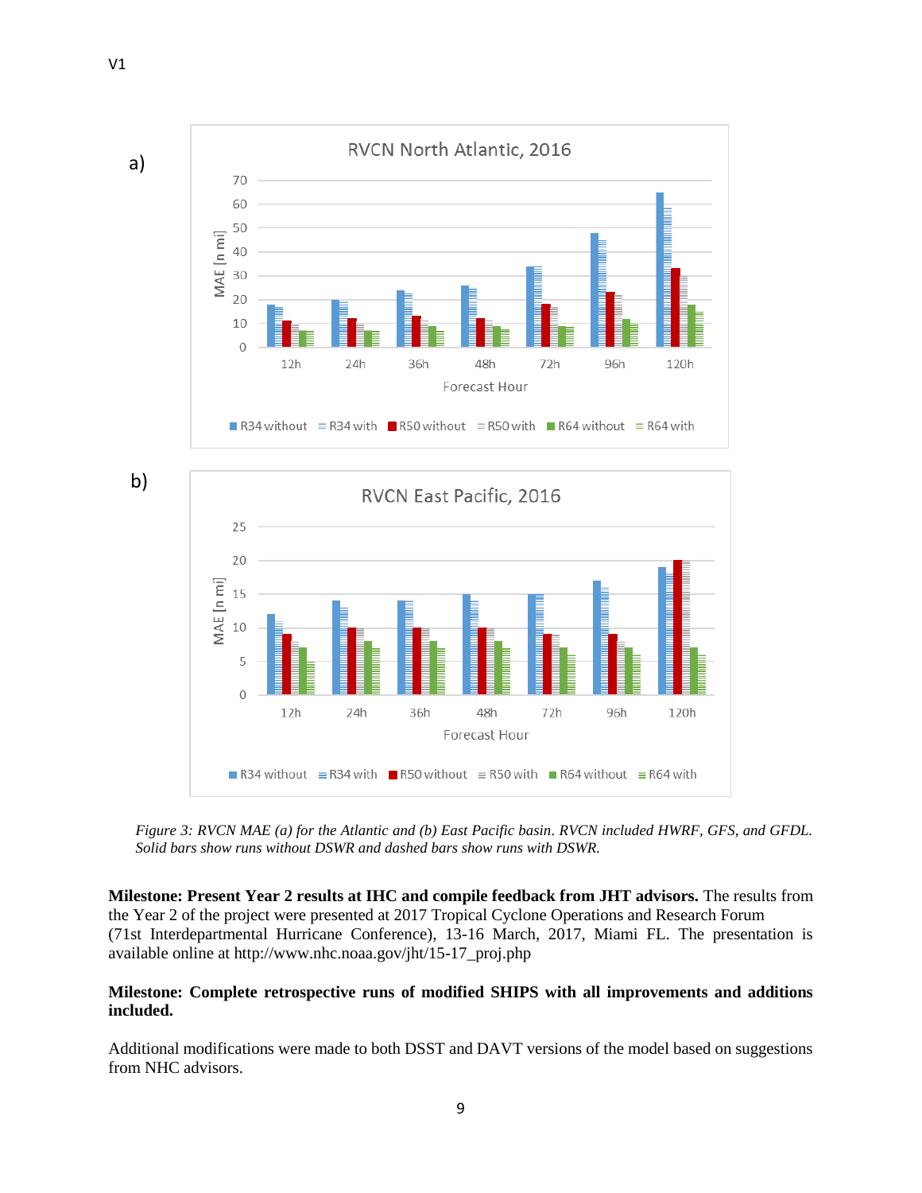a)

b)

*Figure 3: RVCN MAE (a) for the Atlantic and (b) East Pacific basin. RVCN included HWRF, GFS, and GFDL. Solid bars show runs without DSWR and dashed bars show runs with DSWR.*

**Milestone: Present Year 2 results at IHC and compile feedback from JHT advisors.** The results from the Year 2 of the project were presented at 2017 Tropical Cyclone Operations and Research Forum (71st Interdepartmental Hurricane Conference), 13-16 March, 2017, Miami FL. The presentation is available online at http://www.nhc.noaa.gov/jht/15-17_proj.php

**Milestone: Complete retrospective runs of modified SHIPS with all improvements and additions included.**

Additional modifications were made to both DSST and DAVT versions of the model based on suggestions from NHC advisors.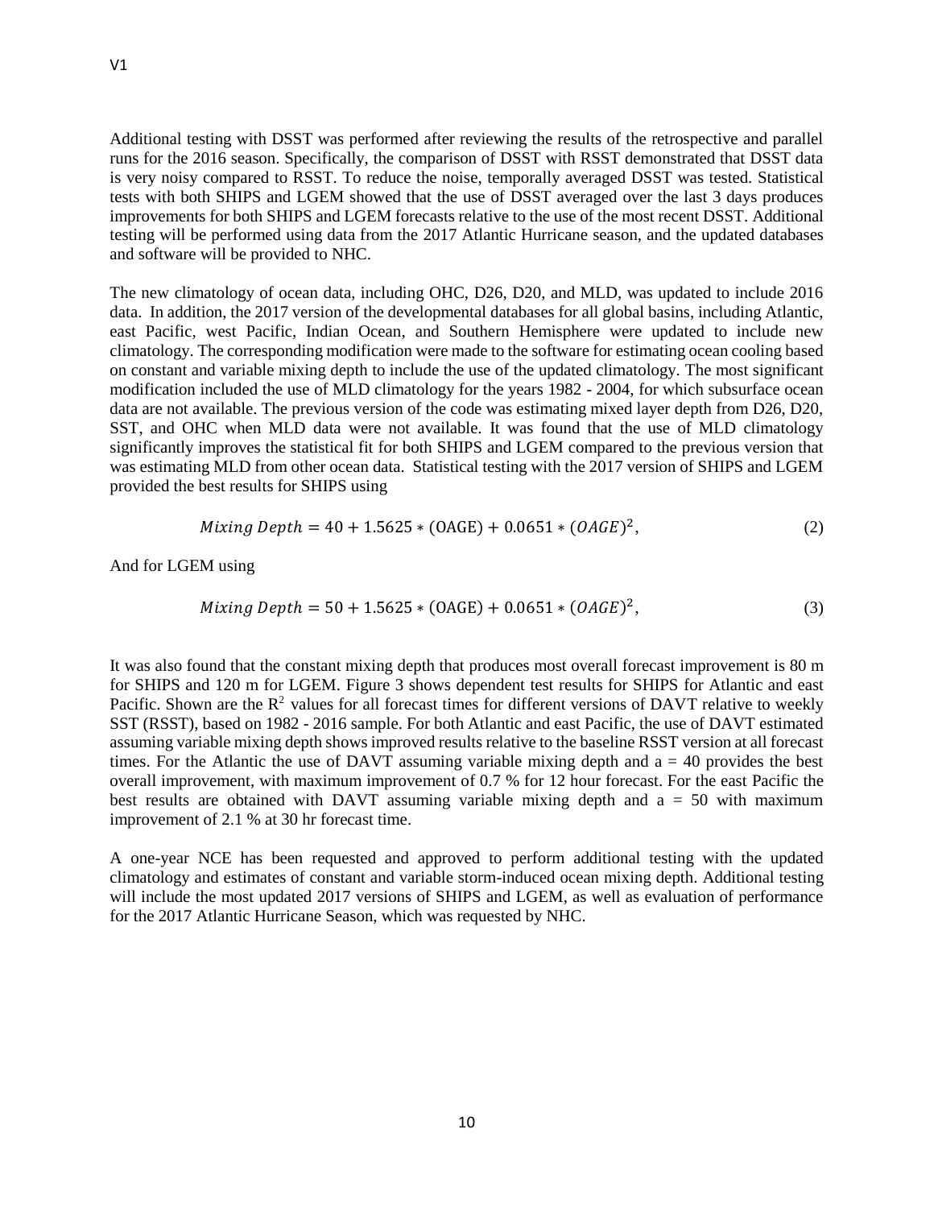Additional testing with DSST was performed after reviewing the results of the retrospective and parallel runs for the 2016 season. Specifically, the comparison of DSST with RSST demonstrated that DSST data is very noisy compared to RSST. To reduce the noise, temporally averaged DSST was tested. Statistical tests with both SHIPS and LGEM showed that the use of DSST averaged over the last 3 days produces improvements for both SHIPS and LGEM forecasts relative to the use of the most recent DSST. Additional testing will be performed using data from the 2017 Atlantic Hurricane season, and the updated databases and software will be provided to NHC.

The new climatology of ocean data, including OHC, D26, D20, and MLD, was updated to include 2016 data. In addition, the 2017 version of the developmental databases for all global basins, including Atlantic, east Pacific, west Pacific, Indian Ocean, and Southern Hemisphere were updated to include new climatology. The corresponding modification were made to the software for estimating ocean cooling based on constant and variable mixing depth to include the use of the updated climatology. The most significant modification included the use of MLD climatology for the years 1982 - 2004, for which subsurface ocean data are not available. The previous version of the code was estimating mixed layer depth from D26, D20, SST, and OHC when MLD data were not available. It was found that the use of MLD climatology significantly improves the statistical fit for both SHIPS and LGEM compared to the previous version that was estimating MLD from other ocean data. Statistical testing with the 2017 version of SHIPS and LGEM provided the best results for SHIPS using

$$Mixing\ Depth = 40 + 1.5625 * (\mathrm{OAGE}) + 0.0651 * (OAGE)^2, \tag{2}$$

And for LGEM using

$$Mixing\ Depth = 50 + 1.5625 * (\mathrm{OAGE}) + 0.0651 * (OAGE)^2, \tag{3}$$

It was also found that the constant mixing depth that produces most overall forecast improvement is 80 m for SHIPS and 120 m for LGEM. Figure 3 shows dependent test results for SHIPS for Atlantic and east Pacific. Shown are the $R^2$ values for all forecast times for different versions of DAVT relative to weekly SST (RSST), based on 1982 - 2016 sample. For both Atlantic and east Pacific, the use of DAVT estimated assuming variable mixing depth shows improved results relative to the baseline RSST version at all forecast times. For the Atlantic the use of DAVT assuming variable mixing depth and a = 40 provides the best overall improvement, with maximum improvement of 0.7 % for 12 hour forecast. For the east Pacific the best results are obtained with DAVT assuming variable mixing depth and a = 50 with maximum improvement of 2.1 % at 30 hr forecast time.

A one-year NCE has been requested and approved to perform additional testing with the updated climatology and estimates of constant and variable storm-induced ocean mixing depth. Additional testing will include the most updated 2017 versions of SHIPS and LGEM, as well as evaluation of performance for the 2017 Atlantic Hurricane Season, which was requested by NHC.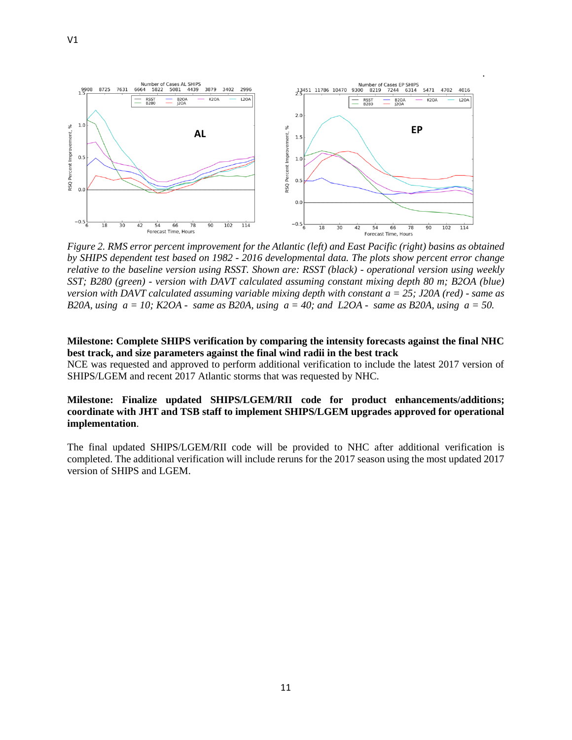*Figure 2. RMS error percent improvement for the Atlantic (left) and East Pacific (right) basins as obtained by SHIPS dependent test based on 1982 - 2016 developmental data. The plots show percent error change relative to the baseline version using RSST. Shown are: RSST (black) - operational version using weekly SST; B280 (green) - version with DAVT calculated assuming constant mixing depth 80 m; B2OA (blue) version with DAVT calculated assuming variable mixing depth with constant $a$ = 25; J20A (red) - same as B20A, using $a$ = 10; K2OA - same as B20A, using $a$ = 40; and L2OA - same as B20A, using $a$ = 50.*

**Milestone: Complete SHIPS verification by comparing the intensity forecasts against the final NHC best track, and size parameters against the final wind radii in the best track**

NCE was requested and approved to perform additional verification to include the latest 2017 version of SHIPS/LGEM and recent 2017 Atlantic storms that was requested by NHC.

**Milestone: Finalize updated SHIPS/LGEM/RII code for product enhancements/additions; coordinate with JHT and TSB staff to implement SHIPS/LGEM upgrades approved for operational implementation**.

The final updated SHIPS/LGEM/RII code will be provided to NHC after additional verification is completed. The additional verification will include reruns for the 2017 season using the most updated 2017 version of SHIPS and LGEM.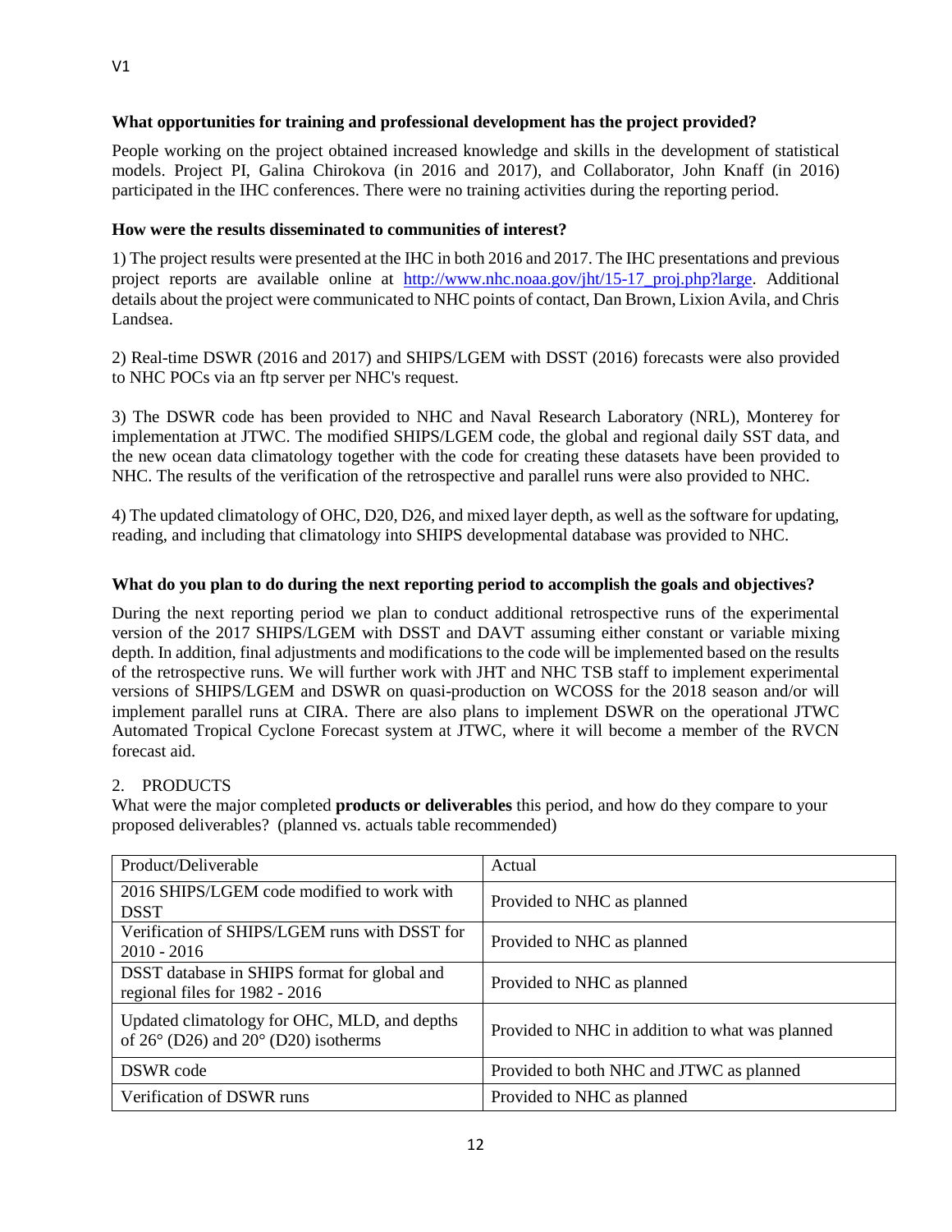### What opportunities for training and professional development has the project provided?

People working on the project obtained increased knowledge and skills in the development of statistical models. Project PI, Galina Chirokova (in 2016 and 2017), and Collaborator, John Knaff (in 2016) participated in the IHC conferences. There were no training activities during the reporting period.

### How were the results disseminated to communities of interest?

1) The project results were presented at the IHC in both 2016 and 2017. The IHC presentations and previous project reports are available online at [http://www.nhc.noaa.gov/jht/15-17_proj.php?large](http://www.nhc.noaa.gov/jht/15-17_proj.php?large). Additional details about the project were communicated to NHC points of contact, Dan Brown, Lixion Avila, and Chris Landsea.

2) Real-time DSWR (2016 and 2017) and SHIPS/LGEM with DSST (2016) forecasts were also provided to NHC POCs via an ftp server per NHC's request.

3) The DSWR code has been provided to NHC and Naval Research Laboratory (NRL), Monterey for implementation at JTWC. The modified SHIPS/LGEM code, the global and regional daily SST data, and the new ocean data climatology together with the code for creating these datasets have been provided to NHC. The results of the verification of the retrospective and parallel runs were also provided to NHC.

4) The updated climatology of OHC, D20, D26, and mixed layer depth, as well as the software for updating, reading, and including that climatology into SHIPS developmental database was provided to NHC.

### What do you plan to do during the next reporting period to accomplish the goals and objectives?

During the next reporting period we plan to conduct additional retrospective runs of the experimental version of the 2017 SHIPS/LGEM with DSST and DAVT assuming either constant or variable mixing depth. In addition, final adjustments and modifications to the code will be implemented based on the results of the retrospective runs. We will further work with JHT and NHC TSB staff to implement experimental versions of SHIPS/LGEM and DSWR on quasi-production on WCOSS for the 2018 season and/or will implement parallel runs at CIRA. There are also plans to implement DSWR on the operational JTWC Automated Tropical Cyclone Forecast system at JTWC, where it will become a member of the RVCN forecast aid.

## 2. PRODUCTS

What were the major completed **products or deliverables** this period, and how do they compare to your proposed deliverables? (planned vs. actuals table recommended)

| Product/Deliverable | Actual |
|---|---|
| 2016 SHIPS/LGEM code modified to work with DSST | Provided to NHC as planned |
| Verification of SHIPS/LGEM runs with DSST for 2010 - 2016 | Provided to NHC as planned |
| DSST database in SHIPS format for global and regional files for 1982 - 2016 | Provided to NHC as planned |
| Updated climatology for OHC, MLD, and depths of 26° (D26) and 20° (D20) isotherms | Provided to NHC in addition to what was planned |
| DSWR code | Provided to both NHC and JTWC as planned |
| Verification of DSWR runs | Provided to NHC as planned |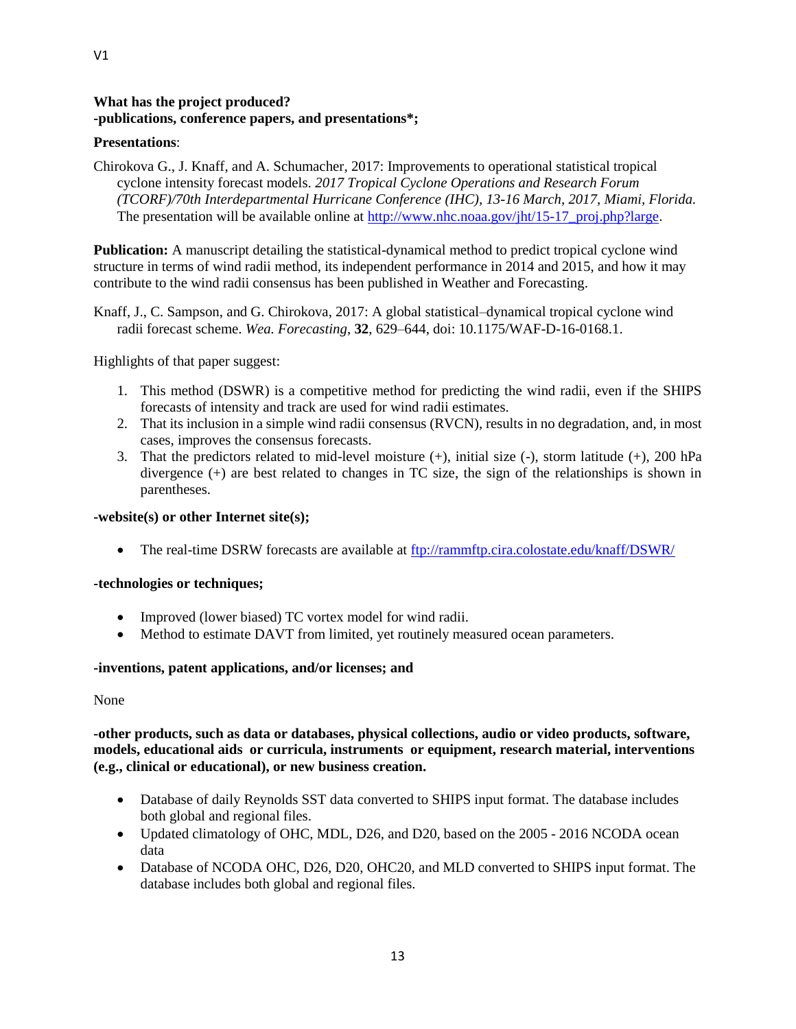**What has the project produced?**
**-publications, conference papers, and presentations*;**

**Presentations**:

Chirokova G., J. Knaff, and A. Schumacher, 2017: Improvements to operational statistical tropical cyclone intensity forecast models. *2017 Tropical Cyclone Operations and Research Forum (TCORF)/70th Interdepartmental Hurricane Conference (IHC), 13-16 March, 2017, Miami, Florida.* The presentation will be available online at http://www.nhc.noaa.gov/jht/15-17_proj.php?large.

**Publication:** A manuscript detailing the statistical-dynamical method to predict tropical cyclone wind structure in terms of wind radii method, its independent performance in 2014 and 2015, and how it may contribute to the wind radii consensus has been published in Weather and Forecasting.

Knaff, J., C. Sampson, and G. Chirokova, 2017: A global statistical–dynamical tropical cyclone wind radii forecast scheme. *Wea. Forecasting*, **32**, 629–644, doi: 10.1175/WAF-D-16-0168.1.

Highlights of that paper suggest:

1. This method (DSWR) is a competitive method for predicting the wind radii, even if the SHIPS forecasts of intensity and track are used for wind radii estimates.
2. That its inclusion in a simple wind radii consensus (RVCN), results in no degradation, and, in most cases, improves the consensus forecasts.
3. That the predictors related to mid-level moisture (+), initial size (-), storm latitude (+), 200 hPa divergence (+) are best related to changes in TC size, the sign of the relationships is shown in parentheses.

**-website(s) or other Internet site(s);**

- The real-time DSRW forecasts are available at ftp://rammftp.cira.colostate.edu/knaff/DSWR/

**-technologies or techniques;**

- Improved (lower biased) TC vortex model for wind radii.
- Method to estimate DAVT from limited, yet routinely measured ocean parameters.

**-inventions, patent applications, and/or licenses; and**

None

**-other products, such as data or databases, physical collections, audio or video products, software, models, educational aids or curricula, instruments or equipment, research material, interventions (e.g., clinical or educational), or new business creation.**

- Database of daily Reynolds SST data converted to SHIPS input format. The database includes both global and regional files.
- Updated climatology of OHC, MDL, D26, and D20, based on the 2005 - 2016 NCODA ocean data
- Database of NCODA OHC, D26, D20, OHC20, and MLD converted to SHIPS input format. The database includes both global and regional files.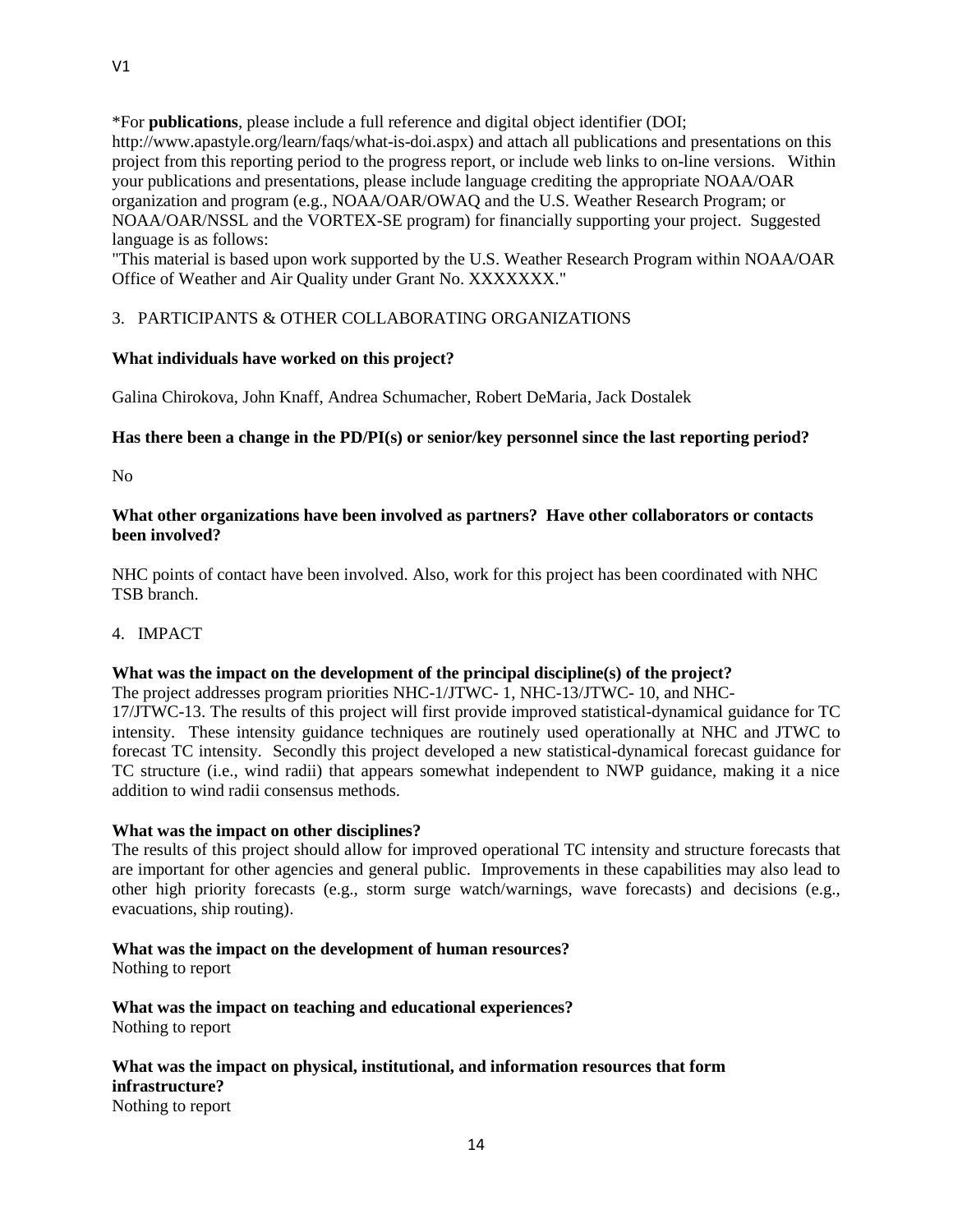*For **publications**, please include a full reference and digital object identifier (DOI; http://www.apastyle.org/learn/faqs/what-is-doi.aspx) and attach all publications and presentations on this project from this reporting period to the progress report, or include web links to on-line versions. Within your publications and presentations, please include language crediting the appropriate NOAA/OAR organization and program (e.g., NOAA/OAR/OWAQ and the U.S. Weather Research Program; or NOAA/OAR/NSSL and the VORTEX-SE program) for financially supporting your project. Suggested language is as follows:

"This material is based upon work supported by the U.S. Weather Research Program within NOAA/OAR Office of Weather and Air Quality under Grant No. XXXXXXX."

3. PARTICIPANTS & OTHER COLLABORATING ORGANIZATIONS

**What individuals have worked on this project?**

Galina Chirokova, John Knaff, Andrea Schumacher, Robert DeMaria, Jack Dostalek

**Has there been a change in the PD/PI(s) or senior/key personnel since the last reporting period?**

No

**What other organizations have been involved as partners? Have other collaborators or contacts been involved?**

NHC points of contact have been involved. Also, work for this project has been coordinated with NHC TSB branch.

4. IMPACT

**What was the impact on the development of the principal discipline(s) of the project?**

The project addresses program priorities NHC-1/JTWC- 1, NHC-13/JTWC- 10, and NHC-17/JTWC-13. The results of this project will first provide improved statistical-dynamical guidance for TC intensity. These intensity guidance techniques are routinely used operationally at NHC and JTWC to forecast TC intensity. Secondly this project developed a new statistical-dynamical forecast guidance for TC structure (i.e., wind radii) that appears somewhat independent to NWP guidance, making it a nice addition to wind radii consensus methods.

**What was the impact on other disciplines?**

The results of this project should allow for improved operational TC intensity and structure forecasts that are important for other agencies and general public. Improvements in these capabilities may also lead to other high priority forecasts (e.g., storm surge watch/warnings, wave forecasts) and decisions (e.g., evacuations, ship routing).

**What was the impact on the development of human resources?**

Nothing to report

**What was the impact on teaching and educational experiences?**

Nothing to report

**What was the impact on physical, institutional, and information resources that form infrastructure?**

Nothing to report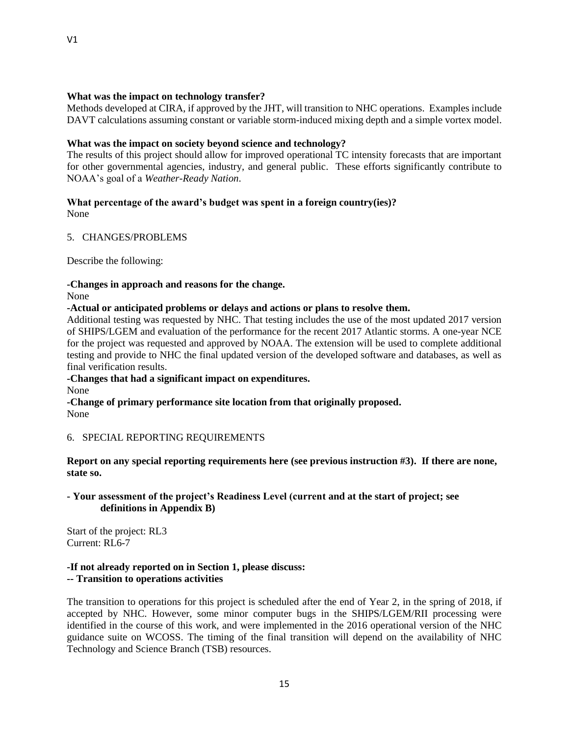**What was the impact on technology transfer?**

Methods developed at CIRA, if approved by the JHT, will transition to NHC operations. Examples include DAVT calculations assuming constant or variable storm-induced mixing depth and a simple vortex model.

**What was the impact on society beyond science and technology?**

The results of this project should allow for improved operational TC intensity forecasts that are important for other governmental agencies, industry, and general public. These efforts significantly contribute to NOAA's goal of a *Weather-Ready Nation*.

**What percentage of the award's budget was spent in a foreign country(ies)?**

None

5. CHANGES/PROBLEMS

Describe the following:

-**Changes in approach and reasons for the change.**

None

-**Actual or anticipated problems or delays and actions or plans to resolve them.**

Additional testing was requested by NHC. That testing includes the use of the most updated 2017 version of SHIPS/LGEM and evaluation of the performance for the recent 2017 Atlantic storms. A one-year NCE for the project was requested and approved by NOAA. The extension will be used to complete additional testing and provide to NHC the final updated version of the developed software and databases, as well as final verification results.

-**Changes that had a significant impact on expenditures.**

None

-**Change of primary performance site location from that originally proposed.**

None

6. SPECIAL REPORTING REQUIREMENTS

**Report on any special reporting requirements here (see previous instruction #3). If there are none, state so.**

**- Your assessment of the project's Readiness Level (current and at the start of project; see definitions in Appendix B)**

Start of the project: RL3

Current: RL6-7

-**If not already reported on in Section 1, please discuss:**

**-- Transition to operations activities**

The transition to operations for this project is scheduled after the end of Year 2, in the spring of 2018, if accepted by NHC. However, some minor computer bugs in the SHIPS/LGEM/RII processing were identified in the course of this work, and were implemented in the 2016 operational version of the NHC guidance suite on WCOSS. The timing of the final transition will depend on the availability of NHC Technology and Science Branch (TSB) resources.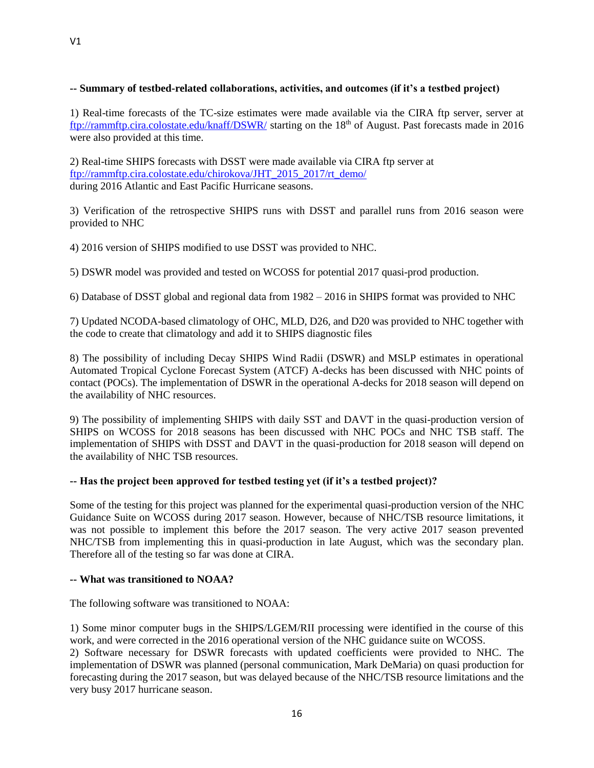**-- Summary of testbed-related collaborations, activities, and outcomes (if it's a testbed project)**

1) Real-time forecasts of the TC-size estimates were made available via the CIRA ftp server, server at ftp://rammftp.cira.colostate.edu/knaff/DSWR/ starting on the 18th of August. Past forecasts made in 2016 were also provided at this time.

2) Real-time SHIPS forecasts with DSST were made available via CIRA ftp server at ftp://rammftp.cira.colostate.edu/chirokova/JHT_2015_2017/rt_demo/ during 2016 Atlantic and East Pacific Hurricane seasons.

3) Verification of the retrospective SHIPS runs with DSST and parallel runs from 2016 season were provided to NHC

4) 2016 version of SHIPS modified to use DSST was provided to NHC.

5) DSWR model was provided and tested on WCOSS for potential 2017 quasi-prod production.

6) Database of DSST global and regional data from 1982 – 2016 in SHIPS format was provided to NHC

7) Updated NCODA-based climatology of OHC, MLD, D26, and D20 was provided to NHC together with the code to create that climatology and add it to SHIPS diagnostic files

8) The possibility of including Decay SHIPS Wind Radii (DSWR) and MSLP estimates in operational Automated Tropical Cyclone Forecast System (ATCF) A-decks has been discussed with NHC points of contact (POCs). The implementation of DSWR in the operational A-decks for 2018 season will depend on the availability of NHC resources.

9) The possibility of implementing SHIPS with daily SST and DAVT in the quasi-production version of SHIPS on WCOSS for 2018 seasons has been discussed with NHC POCs and NHC TSB staff. The implementation of SHIPS with DSST and DAVT in the quasi-production for 2018 season will depend on the availability of NHC TSB resources.

**-- Has the project been approved for testbed testing yet (if it's a testbed project)?**

Some of the testing for this project was planned for the experimental quasi-production version of the NHC Guidance Suite on WCOSS during 2017 season. However, because of NHC/TSB resource limitations, it was not possible to implement this before the 2017 season. The very active 2017 season prevented NHC/TSB from implementing this in quasi-production in late August, which was the secondary plan. Therefore all of the testing so far was done at CIRA.

**-- What was transitioned to NOAA?**

The following software was transitioned to NOAA:

1) Some minor computer bugs in the SHIPS/LGEM/RII processing were identified in the course of this work, and were corrected in the 2016 operational version of the NHC guidance suite on WCOSS.
2) Software necessary for DSWR forecasts with updated coefficients were provided to NHC. The implementation of DSWR was planned (personal communication, Mark DeMaria) on quasi production for forecasting during the 2017 season, but was delayed because of the NHC/TSB resource limitations and the very busy 2017 hurricane season.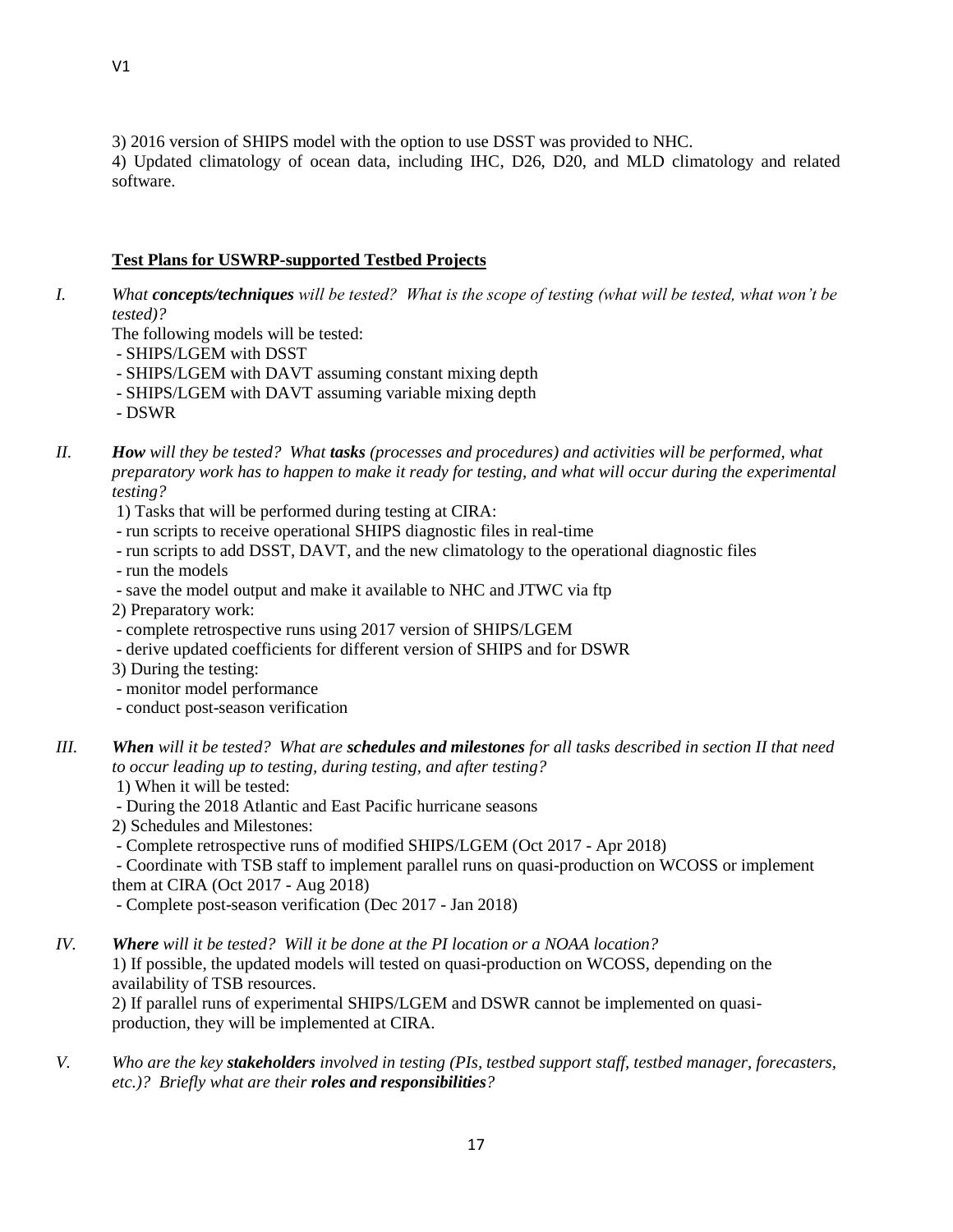3) 2016 version of SHIPS model with the option to use DSST was provided to NHC.

4) Updated climatology of ocean data, including IHC, D26, D20, and MLD climatology and related software.

## Test Plans for USWRP-supported Testbed Projects

I. *What **concepts/techniques** will be tested? What is the scope of testing (what will be tested, what won't be tested)?*

The following models will be tested:

- SHIPS/LGEM with DSST
- SHIPS/LGEM with DAVT assuming constant mixing depth
- SHIPS/LGEM with DAVT assuming variable mixing depth
- DSWR

II. ***How** will they be tested? What **tasks** (processes and procedures) and activities will be performed, what preparatory work has to happen to make it ready for testing, and what will occur during the experimental testing?*

1) Tasks that will be performed during testing at CIRA:

- run scripts to receive operational SHIPS diagnostic files in real-time
- run scripts to add DSST, DAVT, and the new climatology to the operational diagnostic files
- run the models
- save the model output and make it available to NHC and JTWC via ftp

2) Preparatory work:

- complete retrospective runs using 2017 version of SHIPS/LGEM
- derive updated coefficients for different version of SHIPS and for DSWR

3) During the testing:

- monitor model performance
- conduct post-season verification

III. ***When** will it be tested? What are **schedules and milestones** for all tasks described in section II that need to occur leading up to testing, during testing, and after testing?*

1) When it will be tested:

- During the 2018 Atlantic and East Pacific hurricane seasons

2) Schedules and Milestones:

- Complete retrospective runs of modified SHIPS/LGEM (Oct 2017 - Apr 2018)
- Coordinate with TSB staff to implement parallel runs on quasi-production on WCOSS or implement them at CIRA (Oct 2017 - Aug 2018)
- Complete post-season verification (Dec 2017 - Jan 2018)

IV. ***Where** will it be tested? Will it be done at the PI location or a NOAA location?*

1) If possible, the updated models will tested on quasi-production on WCOSS, depending on the availability of TSB resources.

2) If parallel runs of experimental SHIPS/LGEM and DSWR cannot be implemented on quasi-production, they will be implemented at CIRA.

V. *Who are the key **stakeholders** involved in testing (PIs, testbed support staff, testbed manager, forecasters, etc.)? Briefly what are their **roles and responsibilities**?*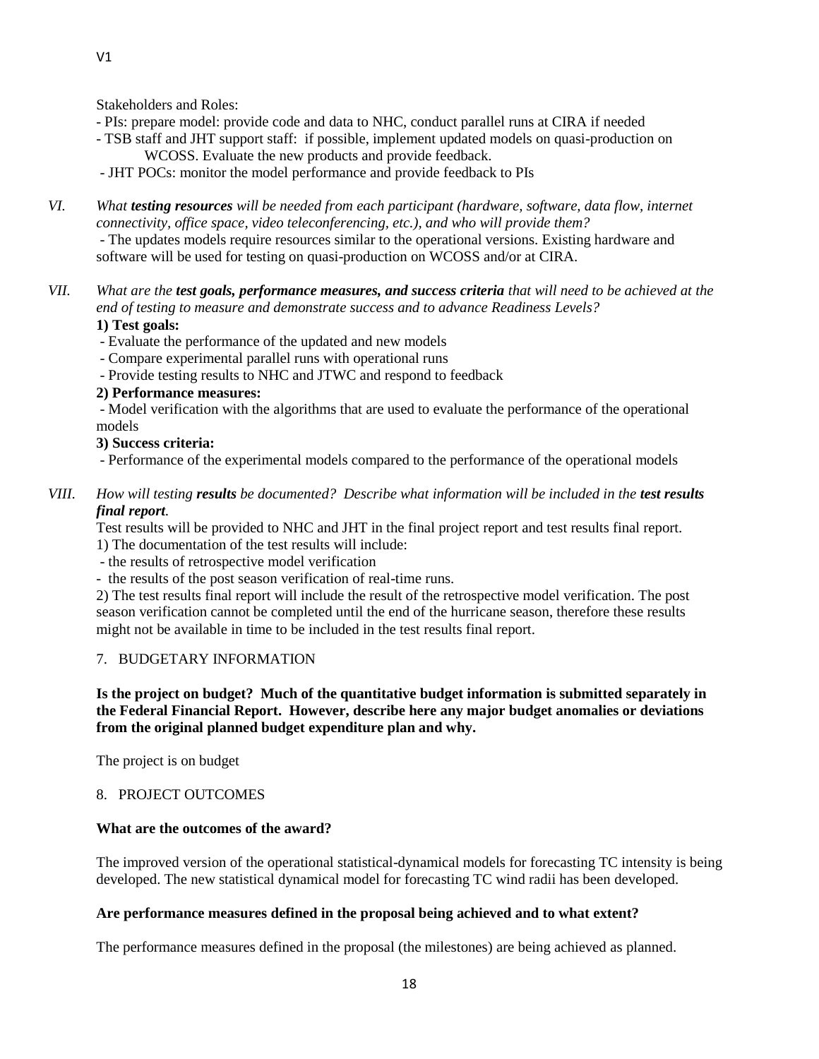Stakeholders and Roles:

- PIs: prepare model: provide code and data to NHC, conduct parallel runs at CIRA if needed
- TSB staff and JHT support staff: if possible, implement updated models on quasi-production on WCOSS. Evaluate the new products and provide feedback.
- JHT POCs: monitor the model performance and provide feedback to PIs

*VI. What **testing resources** will be needed from each participant (hardware, software, data flow, internet connectivity, office space, video teleconferencing, etc.), and who will provide them?*

- The updates models require resources similar to the operational versions. Existing hardware and software will be used for testing on quasi-production on WCOSS and/or at CIRA.

*VII. What are the **test goals, performance measures, and success criteria** that will need to be achieved at the end of testing to measure and demonstrate success and to advance Readiness Levels?*

**1) Test goals:**

- Evaluate the performance of the updated and new models
- Compare experimental parallel runs with operational runs
- Provide testing results to NHC and JTWC and respond to feedback

**2) Performance measures:**

- Model verification with the algorithms that are used to evaluate the performance of the operational models

**3) Success criteria:**

- Performance of the experimental models compared to the performance of the operational models

*VIII. How will testing **results** be documented? Describe what information will be included in the **test results final report**.*

Test results will be provided to NHC and JHT in the final project report and test results final report.

1) The documentation of the test results will include:

- the results of retrospective model verification
- the results of the post season verification of real-time runs.

2) The test results final report will include the result of the retrospective model verification. The post season verification cannot be completed until the end of the hurricane season, therefore these results might not be available in time to be included in the test results final report.

## 7. BUDGETARY INFORMATION

**Is the project on budget? Much of the quantitative budget information is submitted separately in the Federal Financial Report. However, describe here any major budget anomalies or deviations from the original planned budget expenditure plan and why.**

The project is on budget

## 8. PROJECT OUTCOMES

**What are the outcomes of the award?**

The improved version of the operational statistical-dynamical models for forecasting TC intensity is being developed. The new statistical dynamical model for forecasting TC wind radii has been developed.

**Are performance measures defined in the proposal being achieved and to what extent?**

The performance measures defined in the proposal (the milestones) are being achieved as planned.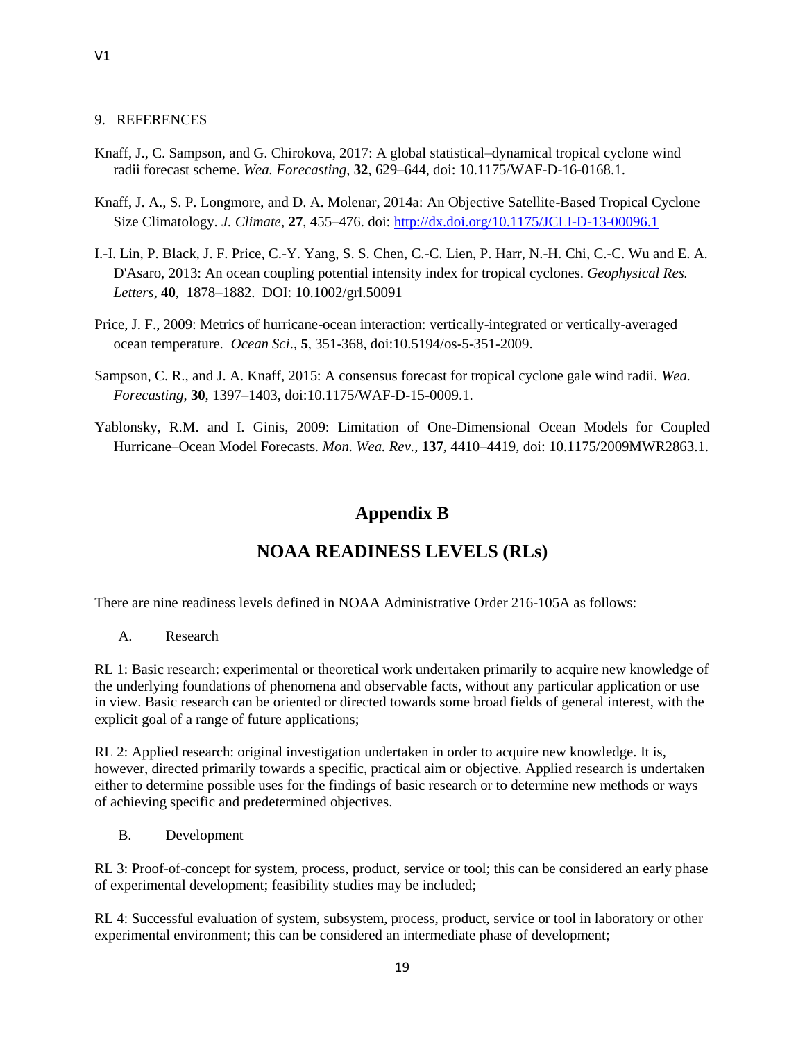## 9. REFERENCES

Knaff, J., C. Sampson, and G. Chirokova, 2017: A global statistical–dynamical tropical cyclone wind radii forecast scheme. *Wea. Forecasting*, **32**, 629–644, doi: 10.1175/WAF-D-16-0168.1.

Knaff, J. A., S. P. Longmore, and D. A. Molenar, 2014a: An Objective Satellite-Based Tropical Cyclone Size Climatology. *J. Climate*, **27**, 455–476. doi: http://dx.doi.org/10.1175/JCLI-D-13-00096.1

I.-I. Lin, P. Black, J. F. Price, C.-Y. Yang, S. S. Chen, C.-C. Lien, P. Harr, N.-H. Chi, C.-C. Wu and E. A. D'Asaro, 2013: An ocean coupling potential intensity index for tropical cyclones. *Geophysical Res. Letters*, **40**, 1878–1882. DOI: 10.1002/grl.50091

Price, J. F., 2009: Metrics of hurricane-ocean interaction: vertically-integrated or vertically-averaged ocean temperature. *Ocean Sci*., **5**, 351-368, doi:10.5194/os-5-351-2009.

Sampson, C. R., and J. A. Knaff, 2015: A consensus forecast for tropical cyclone gale wind radii. *Wea. Forecasting*, **30**, 1397–1403, doi:10.1175/WAF-D-15-0009.1.

Yablonsky, R.M. and I. Ginis, 2009: Limitation of One-Dimensional Ocean Models for Coupled Hurricane–Ocean Model Forecasts. *Mon. Wea. Rev.*, **137**, 4410–4419, doi: 10.1175/2009MWR2863.1.

# Appendix B

## NOAA READINESS LEVELS (RLs)

There are nine readiness levels defined in NOAA Administrative Order 216-105A as follows:

A. Research

RL 1: Basic research: experimental or theoretical work undertaken primarily to acquire new knowledge of the underlying foundations of phenomena and observable facts, without any particular application or use in view. Basic research can be oriented or directed towards some broad fields of general interest, with the explicit goal of a range of future applications;

RL 2: Applied research: original investigation undertaken in order to acquire new knowledge. It is, however, directed primarily towards a specific, practical aim or objective. Applied research is undertaken either to determine possible uses for the findings of basic research or to determine new methods or ways of achieving specific and predetermined objectives.

B. Development

RL 3: Proof-of-concept for system, process, product, service or tool; this can be considered an early phase of experimental development; feasibility studies may be included;

RL 4: Successful evaluation of system, subsystem, process, product, service or tool in laboratory or other experimental environment; this can be considered an intermediate phase of development;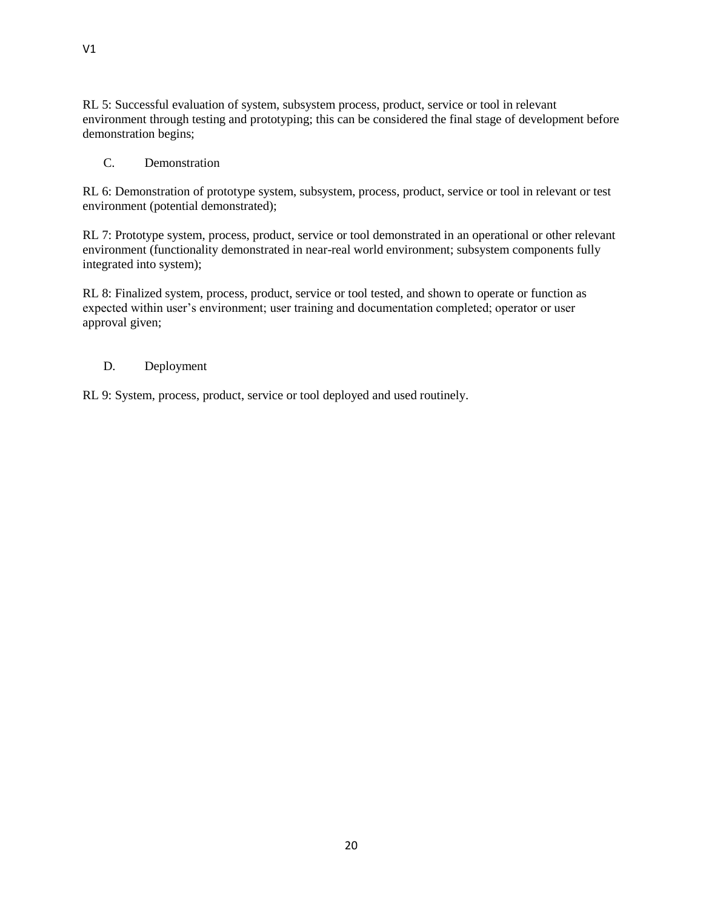RL 5: Successful evaluation of system, subsystem process, product, service or tool in relevant environment through testing and prototyping; this can be considered the final stage of development before demonstration begins;

C. Demonstration

RL 6: Demonstration of prototype system, subsystem, process, product, service or tool in relevant or test environment (potential demonstrated);

RL 7: Prototype system, process, product, service or tool demonstrated in an operational or other relevant environment (functionality demonstrated in near-real world environment; subsystem components fully integrated into system);

RL 8: Finalized system, process, product, service or tool tested, and shown to operate or function as expected within user's environment; user training and documentation completed; operator or user approval given;

D. Deployment

RL 9: System, process, product, service or tool deployed and used routinely.